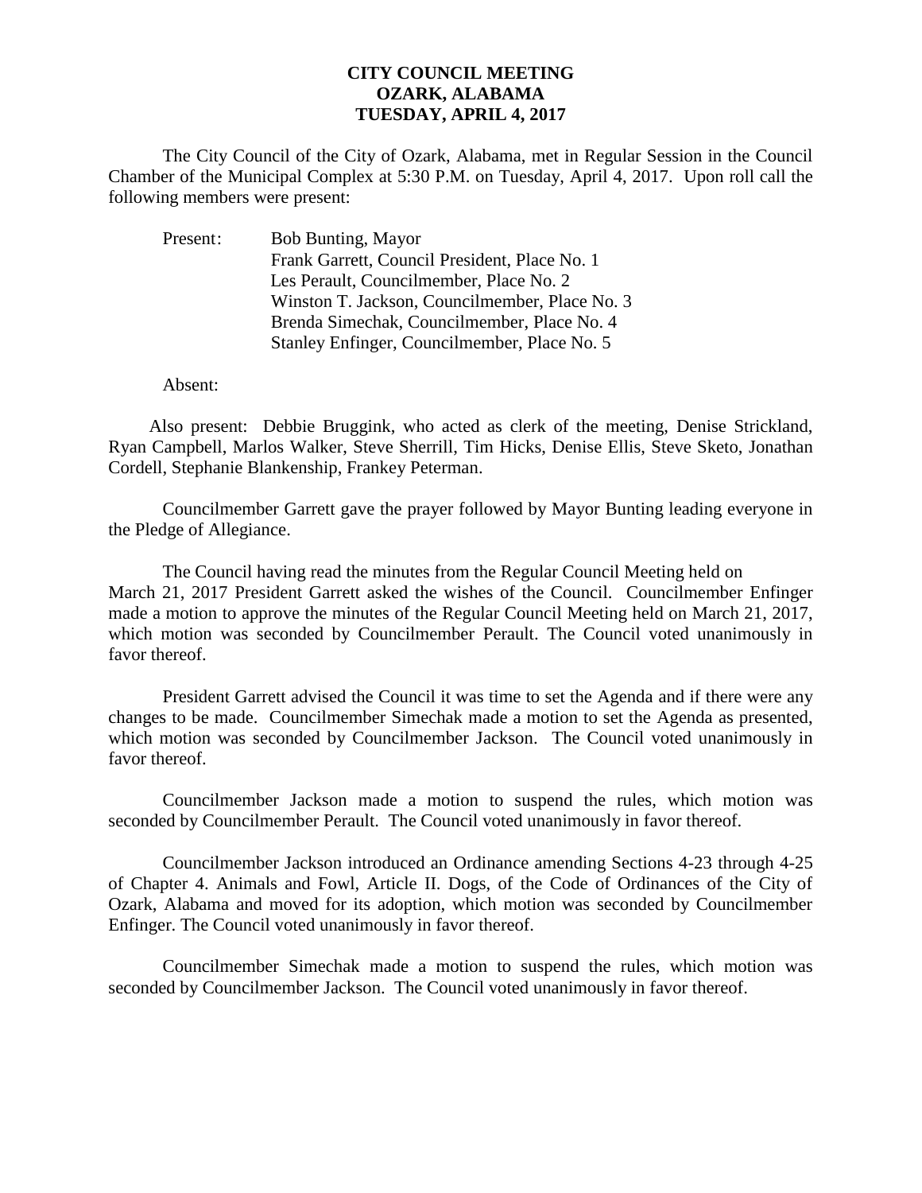# CITY COUNCIL MEETING
# OZARK, ALABAMA
# TUESDAY, APRIL 4, 2017

The City Council of the City of Ozark, Alabama, met in Regular Session in the Council Chamber of the Municipal Complex at 5:30 P.M. on Tuesday, April 4, 2017. Upon roll call the following members were present:

Present: Bob Bunting, Mayor
Frank Garrett, Council President, Place No. 1
Les Perault, Councilmember, Place No. 2
Winston T. Jackson, Councilmember, Place No. 3
Brenda Simechak, Councilmember, Place No. 4
Stanley Enfinger, Councilmember, Place No. 5

Absent:

Also present: Debbie Bruggink, who acted as clerk of the meeting, Denise Strickland, Ryan Campbell, Marlos Walker, Steve Sherrill, Tim Hicks, Denise Ellis, Steve Sketo, Jonathan Cordell, Stephanie Blankenship, Frankey Peterman.

Councilmember Garrett gave the prayer followed by Mayor Bunting leading everyone in the Pledge of Allegiance.

The Council having read the minutes from the Regular Council Meeting held on March 21, 2017 President Garrett asked the wishes of the Council. Councilmember Enfinger made a motion to approve the minutes of the Regular Council Meeting held on March 21, 2017, which motion was seconded by Councilmember Perault. The Council voted unanimously in favor thereof.

President Garrett advised the Council it was time to set the Agenda and if there were any changes to be made. Councilmember Simechak made a motion to set the Agenda as presented, which motion was seconded by Councilmember Jackson. The Council voted unanimously in favor thereof.

Councilmember Jackson made a motion to suspend the rules, which motion was seconded by Councilmember Perault. The Council voted unanimously in favor thereof.

Councilmember Jackson introduced an Ordinance amending Sections 4-23 through 4-25 of Chapter 4. Animals and Fowl, Article II. Dogs, of the Code of Ordinances of the City of Ozark, Alabama and moved for its adoption, which motion was seconded by Councilmember Enfinger. The Council voted unanimously in favor thereof.

Councilmember Simechak made a motion to suspend the rules, which motion was seconded by Councilmember Jackson. The Council voted unanimously in favor thereof.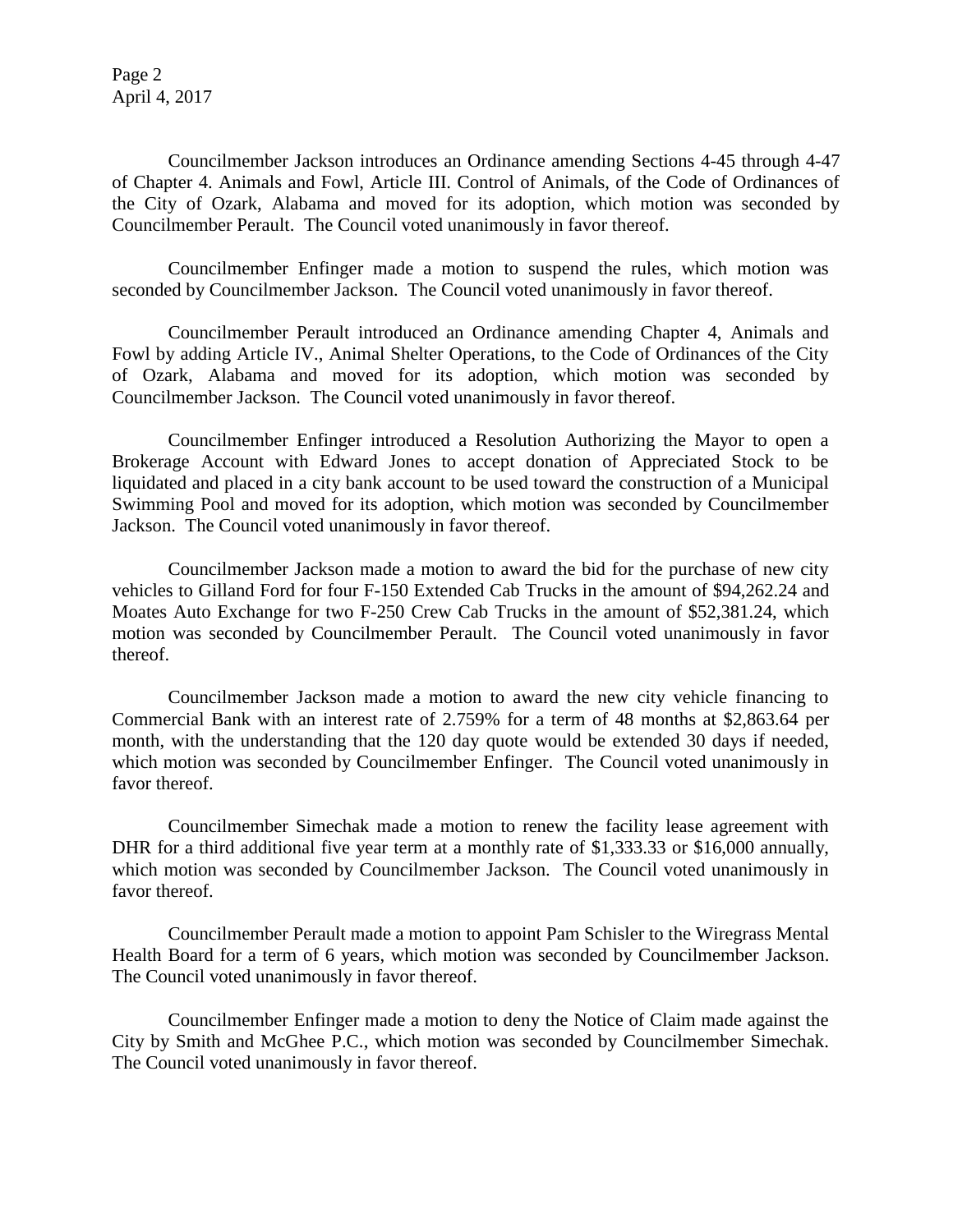Councilmember Jackson introduces an Ordinance amending Sections 4-45 through 4-47 of Chapter 4. Animals and Fowl, Article III. Control of Animals, of the Code of Ordinances of the City of Ozark, Alabama and moved for its adoption, which motion was seconded by Councilmember Perault. The Council voted unanimously in favor thereof.

Councilmember Enfinger made a motion to suspend the rules, which motion was seconded by Councilmember Jackson. The Council voted unanimously in favor thereof.

Councilmember Perault introduced an Ordinance amending Chapter 4, Animals and Fowl by adding Article IV., Animal Shelter Operations, to the Code of Ordinances of the City of Ozark, Alabama and moved for its adoption, which motion was seconded by Councilmember Jackson. The Council voted unanimously in favor thereof.

Councilmember Enfinger introduced a Resolution Authorizing the Mayor to open a Brokerage Account with Edward Jones to accept donation of Appreciated Stock to be liquidated and placed in a city bank account to be used toward the construction of a Municipal Swimming Pool and moved for its adoption, which motion was seconded by Councilmember Jackson. The Council voted unanimously in favor thereof.

Councilmember Jackson made a motion to award the bid for the purchase of new city vehicles to Gilland Ford for four F-150 Extended Cab Trucks in the amount of $94,262.24 and Moates Auto Exchange for two F-250 Crew Cab Trucks in the amount of $52,381.24, which motion was seconded by Councilmember Perault. The Council voted unanimously in favor thereof.

Councilmember Jackson made a motion to award the new city vehicle financing to Commercial Bank with an interest rate of 2.759% for a term of 48 months at $2,863.64 per month, with the understanding that the 120 day quote would be extended 30 days if needed, which motion was seconded by Councilmember Enfinger. The Council voted unanimously in favor thereof.

Councilmember Simechak made a motion to renew the facility lease agreement with DHR for a third additional five year term at a monthly rate of $1,333.33 or $16,000 annually, which motion was seconded by Councilmember Jackson. The Council voted unanimously in favor thereof.

Councilmember Perault made a motion to appoint Pam Schisler to the Wiregrass Mental Health Board for a term of 6 years, which motion was seconded by Councilmember Jackson. The Council voted unanimously in favor thereof.

Councilmember Enfinger made a motion to deny the Notice of Claim made against the City by Smith and McGhee P.C., which motion was seconded by Councilmember Simechak. The Council voted unanimously in favor thereof.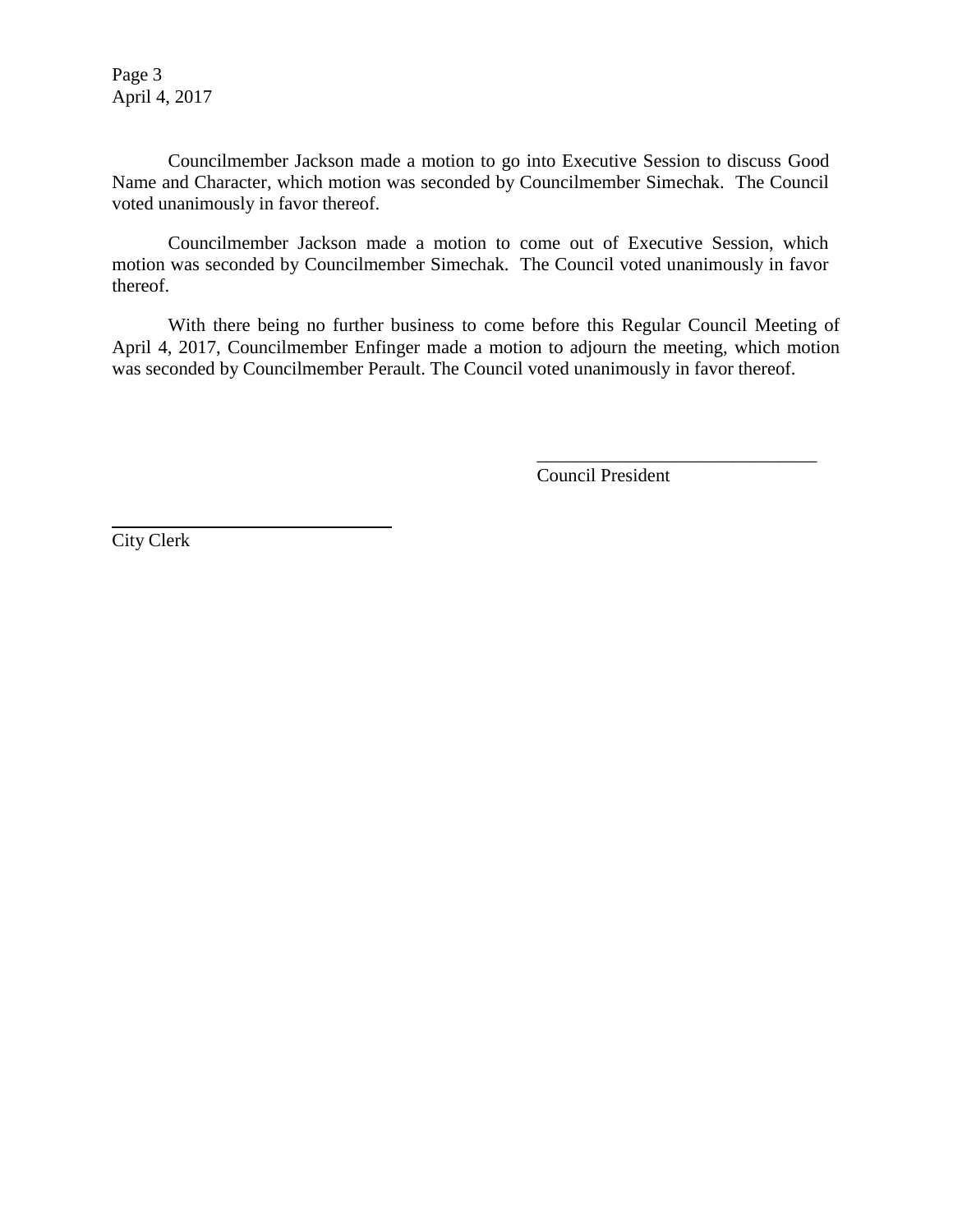Councilmember Jackson made a motion to go into Executive Session to discuss Good Name and Character, which motion was seconded by Councilmember Simechak. The Council voted unanimously in favor thereof.

Councilmember Jackson made a motion to come out of Executive Session, which motion was seconded by Councilmember Simechak. The Council voted unanimously in favor thereof.

With there being no further business to come before this Regular Council Meeting of April 4, 2017, Councilmember Enfinger made a motion to adjourn the meeting, which motion was seconded by Councilmember Perault. The Council voted unanimously in favor thereof.

______________________________
Council President

______________________________
City Clerk